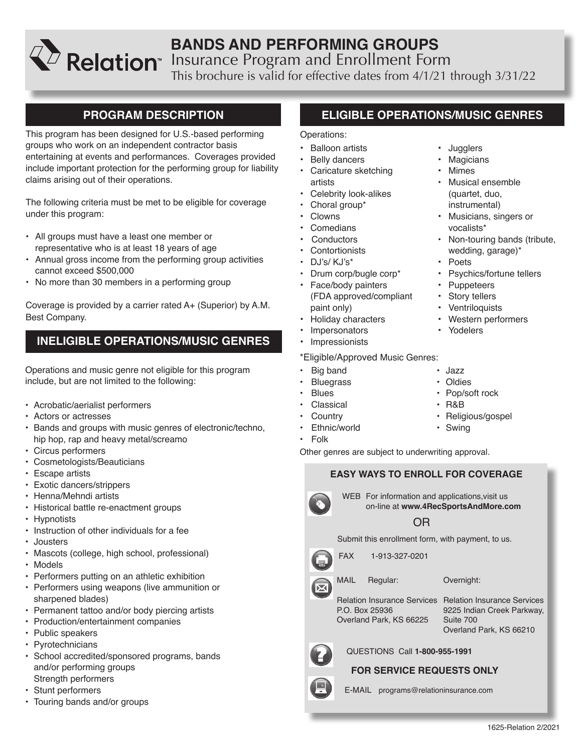# BANDS AND PERFORMING GROUPS

Relation™

Insurance Program and Enrollment Form

This brochure is valid for effective dates from 4/1/21 through 3/31/22

## PROGRAM DESCRIPTION

This program has been designed for U.S.-based performing groups who work on an independent contractor basis entertaining at events and performances. Coverages provided include important protection for the performing group for liability claims arising out of their operations.

The following criteria must be met to be eligible for coverage under this program:

- All groups must have a least one member or representative who is at least 18 years of age
- Annual gross income from the performing group activities cannot exceed $500,000
- No more than 30 members in a performing group

Coverage is provided by a carrier rated A+ (Superior) by A.M. Best Company.

## INELIGIBLE OPERATIONS/MUSIC GENRES

Operations and music genre not eligible for this program include, but are not limited to the following:

- Acrobatic/aerialist performers
- Actors or actresses
- Bands and groups with music genres of electronic/techno, hip hop, rap and heavy metal/screamo
- Circus performers
- Cosmetologists/Beauticians
- Escape artists
- Exotic dancers/strippers
- Henna/Mehndi artists
- Historical battle re-enactment groups
- Hypnotists
- Instruction of other individuals for a fee
- Jousters
- Mascots (college, high school, professional)
- Models
- Performers putting on an athletic exhibition
- Performers using weapons (live ammunition or sharpened blades)
- Permanent tattoo and/or body piercing artists
- Production/entertainment companies
- Public speakers
- Pyrotechnicians
- School accredited/sponsored programs, bands and/or performing groups
  Strength performers
- Stunt performers
- Touring bands and/or groups

## ELIGIBLE OPERATIONS/MUSIC GENRES

Operations:

- Balloon artists
- Belly dancers
- Caricature sketching artists
- Celebrity look-alikes
- Choral group*
- Clowns
- Comedians
- Conductors
- Contortionists
- DJ's/ KJ's*
- Drum corp/bugle corp*
- Face/body painters (FDA approved/compliant paint only)
- Holiday characters
- Impersonators
- Impressionists
- Jugglers
- Magicians
- Mimes
- Musical ensemble (quartet, duo, instrumental)
- Musicians, singers or vocalists*
- Non-touring bands (tribute, wedding, garage)*
- Poets
- Psychics/fortune tellers
- Puppeteers
- Story tellers
- Ventriloquists
- Western performers
- Yodelers

*Eligible/Approved Music Genres:

- Big band
- Bluegrass
- Blues
- Classical
- Country
- Ethnic/world
- Folk
- Jazz
- Oldies
- Pop/soft rock
- R&B
- Religious/gospel
- Swing

Other genres are subject to underwriting approval.

### EASY WAYS TO ENROLL FOR COVERAGE

WEB For information and applications,visit us on-line at **www.4RecSportsAndMore.com**

OR

Submit this enrollment form, with payment, to us.

FAX 1-913-327-0201

MAIL

| Regular: | Overnight: |
|---|---|
| Relation Insurance Services<br>P.O. Box 25936<br>Overland Park, KS 66225 | Relation Insurance Services<br>9225 Indian Creek Parkway, Suite 700<br>Overland Park, KS 66210 |

QUESTIONS Call **1-800-955-1991**

**FOR SERVICE REQUESTS ONLY**

E-MAIL programs@relationinsurance.com

1625-Relation 2/2021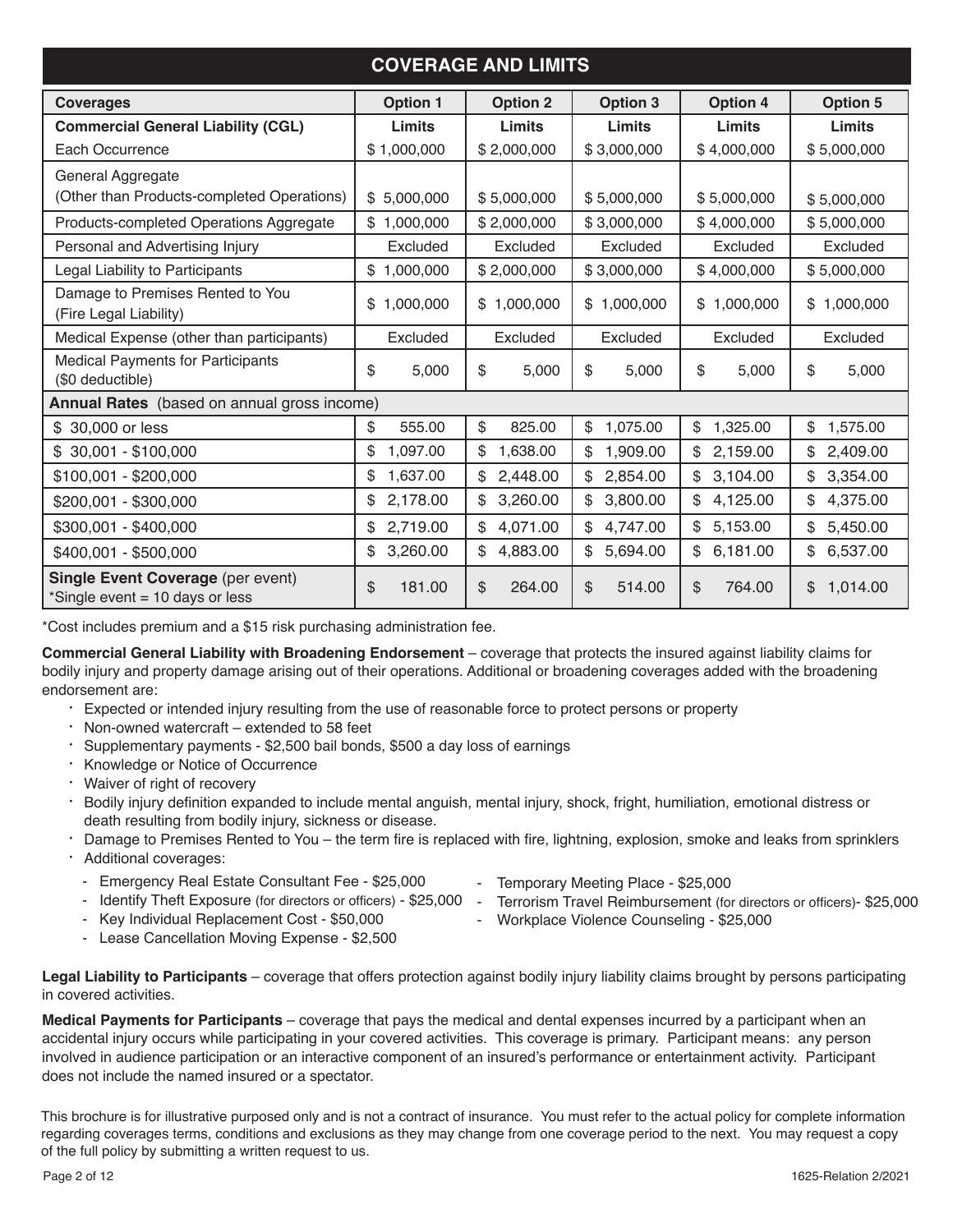## COVERAGE AND LIMITS

| Coverages | Option 1 | Option 2 | Option 3 | Option 4 | Option 5 |
|---|---|---|---|---|---|
| **Commercial General Liability (CGL)** | **Limits** | **Limits** | **Limits** | **Limits** | **Limits** |
| Each Occurrence | $ 1,000,000 | $ 2,000,000 | $ 3,000,000 | $ 4,000,000 | $ 5,000,000 |
| General Aggregate (Other than Products-completed Operations) | $ 5,000,000 | $ 5,000,000 | $ 5,000,000 | $ 5,000,000 | $ 5,000,000 |
| Products-completed Operations Aggregate | $ 1,000,000 | $ 2,000,000 | $ 3,000,000 | $ 4,000,000 | $ 5,000,000 |
| Personal and Advertising Injury | Excluded | Excluded | Excluded | Excluded | Excluded |
| Legal Liability to Participants | $ 1,000,000 | $ 2,000,000 | $ 3,000,000 | $ 4,000,000 | $ 5,000,000 |
| Damage to Premises Rented to You (Fire Legal Liability) | $ 1,000,000 | $ 1,000,000 | $ 1,000,000 | $ 1,000,000 | $ 1,000,000 |
| Medical Expense (other than participants) | Excluded | Excluded | Excluded | Excluded | Excluded |
| Medical Payments for Participants ($0 deductible) | $ 5,000 | $ 5,000 | $ 5,000 | $ 5,000 | $ 5,000 |
| **Annual Rates** (based on annual gross income) | | | | | |
| $ 30,000 or less | $ 555.00 | $ 825.00 | $ 1,075.00 | $ 1,325.00 | $ 1,575.00 |
| $ 30,001 - $100,000 | $ 1,097.00 | $ 1,638.00 | $ 1,909.00 | $ 2,159.00 | $ 2,409.00 |
| $100,001 - $200,000 | $ 1,637.00 | $ 2,448.00 | $ 2,854.00 | $ 3,104.00 | $ 3,354.00 |
| $200,001 - $300,000 | $ 2,178.00 | $ 3,260.00 | $ 3,800.00 | $ 4,125.00 | $ 4,375.00 |
| $300,001 - $400,000 | $ 2,719.00 | $ 4,071.00 | $ 4,747.00 | $ 5,153.00 | $ 5,450.00 |
| $400,001 - $500,000 | $ 3,260.00 | $ 4,883.00 | $ 5,694.00 | $ 6,181.00 | $ 6,537.00 |
| **Single Event Coverage** (per event) *Single event = 10 days or less | $ 181.00 | $ 264.00 | $ 514.00 | $ 764.00 | $ 1,014.00 |

*Cost includes premium and a $15 risk purchasing administration fee.

**Commercial General Liability with Broadening Endorsement** – coverage that protects the insured against liability claims for bodily injury and property damage arising out of their operations. Additional or broadening coverages added with the broadening endorsement are:

- Expected or intended injury resulting from the use of reasonable force to protect persons or property
- Non-owned watercraft – extended to 58 feet
- Supplementary payments - $2,500 bail bonds, $500 a day loss of earnings
- Knowledge or Notice of Occurrence
- Waiver of right of recovery
- Bodily injury definition expanded to include mental anguish, mental injury, shock, fright, humiliation, emotional distress or death resulting from bodily injury, sickness or disease.
- Damage to Premises Rented to You – the term fire is replaced with fire, lightning, explosion, smoke and leaks from sprinklers
- Additional coverages:
  - Emergency Real Estate Consultant Fee - $25,000
  - Identify Theft Exposure (for directors or officers) - $25,000
  - Key Individual Replacement Cost - $50,000
  - Lease Cancellation Moving Expense - $2,500
  - Temporary Meeting Place - $25,000
  - Terrorism Travel Reimbursement (for directors or officers)- $25,000
  - Workplace Violence Counseling - $25,000

**Legal Liability to Participants** – coverage that offers protection against bodily injury liability claims brought by persons participating in covered activities.

**Medical Payments for Participants** – coverage that pays the medical and dental expenses incurred by a participant when an accidental injury occurs while participating in your covered activities. This coverage is primary. Participant means: any person involved in audience participation or an interactive component of an insured's performance or entertainment activity. Participant does not include the named insured or a spectator.

This brochure is for illustrative purposed only and is not a contract of insurance. You must refer to the actual policy for complete information regarding coverages terms, conditions and exclusions as they may change from one coverage period to the next. You may request a copy of the full policy by submitting a written request to us.

1625-Relation 2/2021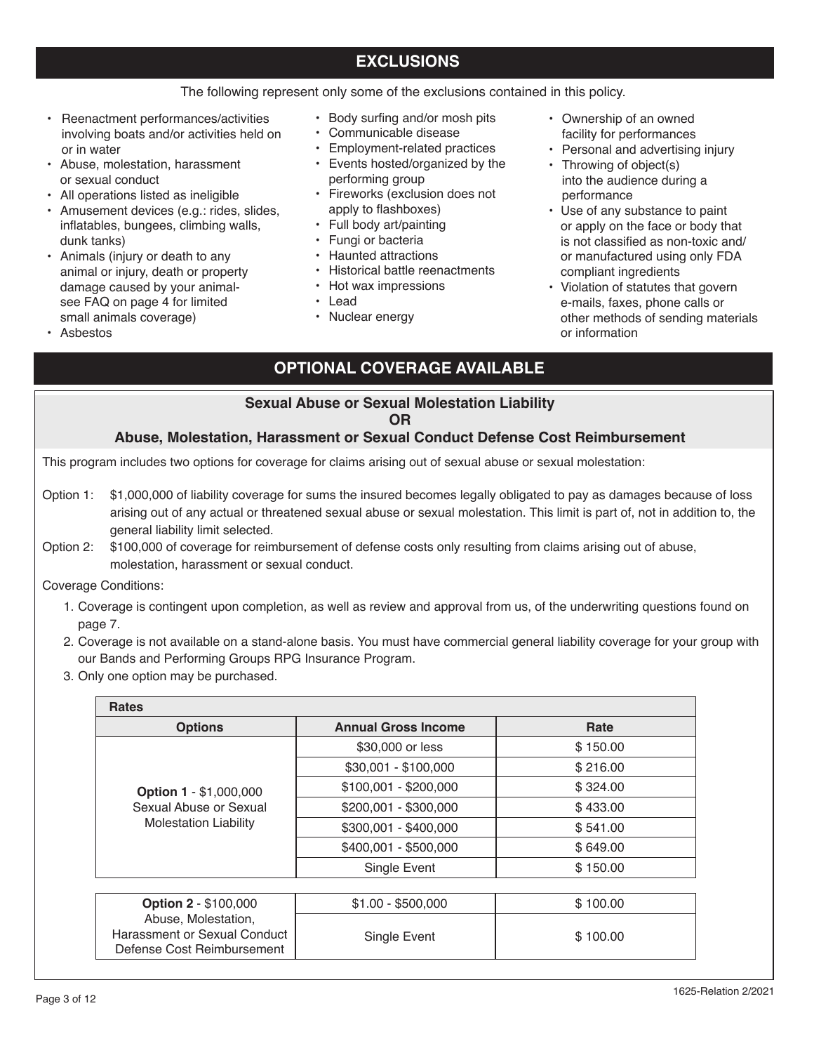## EXCLUSIONS

The following represent only some of the exclusions contained in this policy.

- Reenactment performances/activities involving boats and/or activities held on or in water
- Abuse, molestation, harassment or sexual conduct
- All operations listed as ineligible
- Amusement devices (e.g.: rides, slides, inflatables, bungees, climbing walls, dunk tanks)
- Animals (injury or death to any animal or injury, death or property damage caused by your animal- see FAQ on page 4 for limited small animals coverage)
- Asbestos
- Body surfing and/or mosh pits
- Communicable disease
- Employment-related practices
- Events hosted/organized by the performing group
- Fireworks (exclusion does not apply to flashboxes)
- Full body art/painting
- Fungi or bacteria
- Haunted attractions
- Historical battle reenactments
- Hot wax impressions
- Lead
- Nuclear energy
- Ownership of an owned facility for performances
- Personal and advertising injury
- Throwing of object(s) into the audience during a performance
- Use of any substance to paint or apply on the face or body that is not classified as non-toxic and/ or manufactured using only FDA compliant ingredients
- Violation of statutes that govern e-mails, faxes, phone calls or other methods of sending materials or information

## OPTIONAL COVERAGE AVAILABLE

### Sexual Abuse or Sexual Molestation Liability OR Abuse, Molestation, Harassment or Sexual Conduct Defense Cost Reimbursement

This program includes two options for coverage for claims arising out of sexual abuse or sexual molestation:

Option 1: $1,000,000 of liability coverage for sums the insured becomes legally obligated to pay as damages because of loss arising out of any actual or threatened sexual abuse or sexual molestation. This limit is part of, not in addition to, the general liability limit selected.

Option 2: $100,000 of coverage for reimbursement of defense costs only resulting from claims arising out of abuse, molestation, harassment or sexual conduct.

Coverage Conditions:

1. Coverage is contingent upon completion, as well as review and approval from us, of the underwriting questions found on page 7.
2. Coverage is not available on a stand-alone basis. You must have commercial general liability coverage for your group with our Bands and Performing Groups RPG Insurance Program.
3. Only one option may be purchased.

**Rates**

| Options | Annual Gross Income | Rate |
|---|---|---|
| **Option 1** - $1,000,000 Sexual Abuse or Sexual Molestation Liability | $30,000 or less | $ 150.00 |
| | $30,001 - $100,000 | $ 216.00 |
| | $100,001 - $200,000 | $ 324.00 |
| | $200,001 - $300,000 | $ 433.00 |
| | $300,001 - $400,000 | $ 541.00 |
| | $400,001 - $500,000 | $ 649.00 |
| | Single Event | $ 150.00 |
| **Option 2** - $100,000 Abuse, Molestation, Harassment or Sexual Conduct Defense Cost Reimbursement | $1.00 - $500,000 | $ 100.00 |
| | Single Event | $ 100.00 |

1625-Relation 2/2021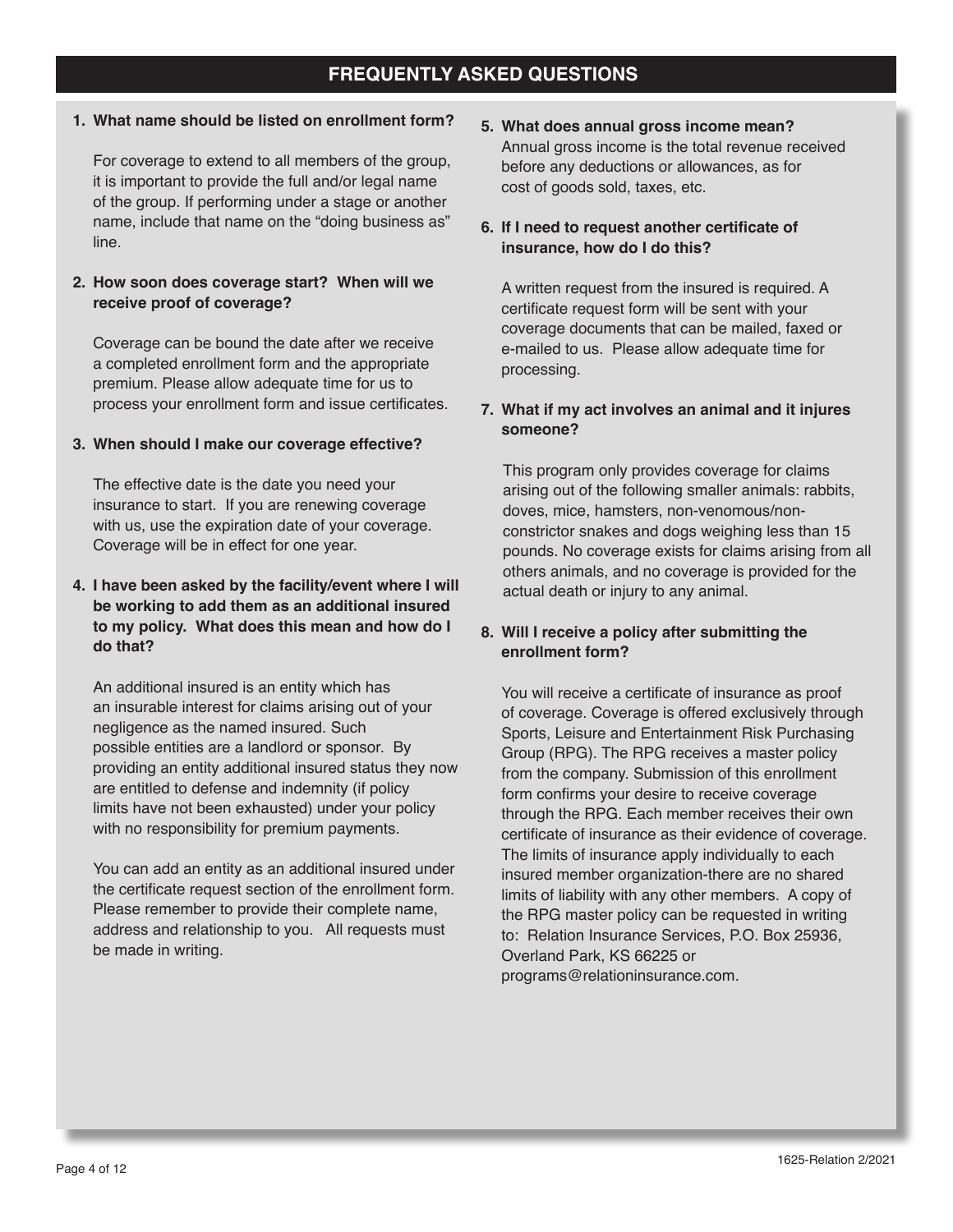## FREQUENTLY ASKED QUESTIONS

**1. What name should be listed on enrollment form?**

For coverage to extend to all members of the group, it is important to provide the full and/or legal name of the group. If performing under a stage or another name, include that name on the "doing business as" line.

**2. How soon does coverage start? When will we receive proof of coverage?**

Coverage can be bound the date after we receive a completed enrollment form and the appropriate premium. Please allow adequate time for us to process your enrollment form and issue certificates.

**3. When should I make our coverage effective?**

The effective date is the date you need your insurance to start. If you are renewing coverage with us, use the expiration date of your coverage. Coverage will be in effect for one year.

**4. I have been asked by the facility/event where I will be working to add them as an additional insured to my policy. What does this mean and how do I do that?**

An additional insured is an entity which has an insurable interest for claims arising out of your negligence as the named insured. Such possible entities are a landlord or sponsor. By providing an entity additional insured status they now are entitled to defense and indemnity (if policy limits have not been exhausted) under your policy with no responsibility for premium payments.

You can add an entity as an additional insured under the certificate request section of the enrollment form. Please remember to provide their complete name, address and relationship to you. All requests must be made in writing.

**5. What does annual gross income mean?**

Annual gross income is the total revenue received before any deductions or allowances, as for cost of goods sold, taxes, etc.

**6. If I need to request another certificate of insurance, how do I do this?**

A written request from the insured is required. A certificate request form will be sent with your coverage documents that can be mailed, faxed or e-mailed to us. Please allow adequate time for processing.

**7. What if my act involves an animal and it injures someone?**

This program only provides coverage for claims arising out of the following smaller animals: rabbits, doves, mice, hamsters, non-venomous/non-constrictor snakes and dogs weighing less than 15 pounds. No coverage exists for claims arising from all others animals, and no coverage is provided for the actual death or injury to any animal.

**8. Will I receive a policy after submitting the enrollment form?**

You will receive a certificate of insurance as proof of coverage. Coverage is offered exclusively through Sports, Leisure and Entertainment Risk Purchasing Group (RPG). The RPG receives a master policy from the company. Submission of this enrollment form confirms your desire to receive coverage through the RPG. Each member receives their own certificate of insurance as their evidence of coverage. The limits of insurance apply individually to each insured member organization-there are no shared limits of liability with any other members. A copy of the RPG master policy can be requested in writing to: Relation Insurance Services, P.O. Box 25936, Overland Park, KS 66225 or programs@relationinsurance.com.

1625-Relation 2/2021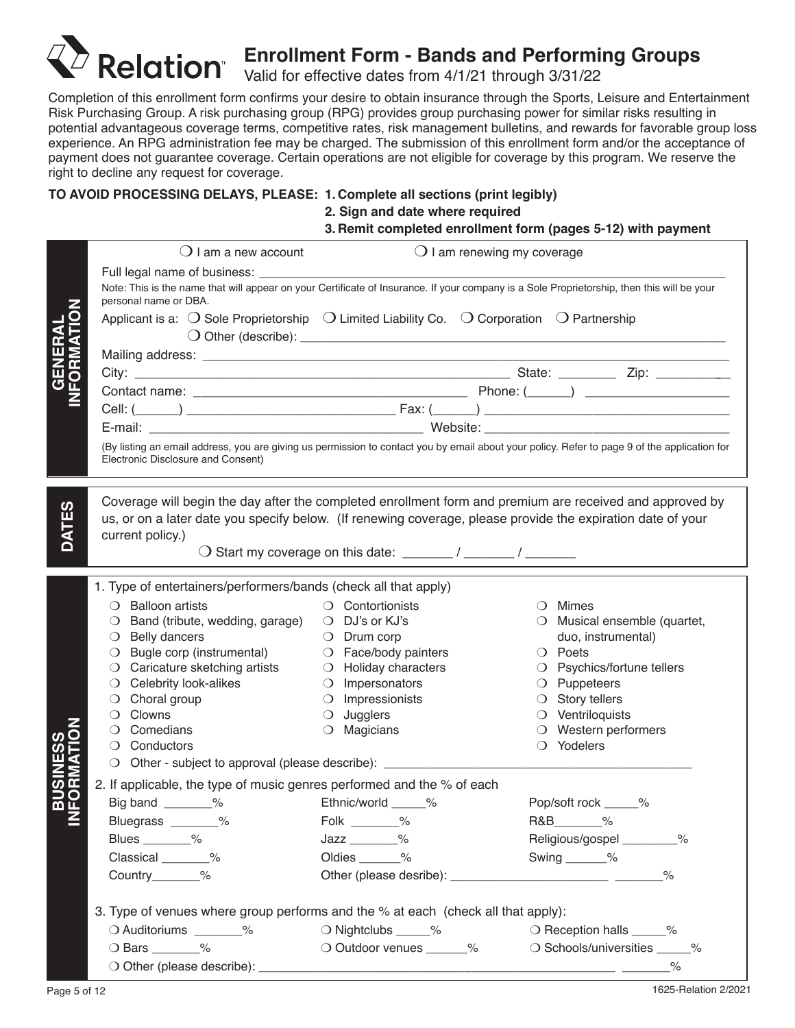# Relation™ Enrollment Form - Bands and Performing Groups

Valid for effective dates from 4/1/21 through 3/31/22

Completion of this enrollment form confirms your desire to obtain insurance through the Sports, Leisure and Entertainment Risk Purchasing Group. A risk purchasing group (RPG) provides group purchasing power for similar risks resulting in potential advantageous coverage terms, competitive rates, risk management bulletins, and rewards for favorable group loss experience. An RPG administration fee may be charged. The submission of this enrollment form and/or the acceptance of payment does not guarantee coverage. Certain operations are not eligible for coverage by this program. We reserve the right to decline any request for coverage.

**TO AVOID PROCESSING DELAYS, PLEASE:**
**1. Complete all sections (print legibly)**
**2. Sign and date where required**
**3. Remit completed enrollment form (pages 5-12) with payment**

## GENERAL INFORMATION

❍ I am a new account ❍ I am renewing my coverage

Full legal name of business: ____________________

Note: This is the name that will appear on your Certificate of Insurance. If your company is a Sole Proprietorship, then this will be your personal name or DBA.

Applicant is a: ❍ Sole Proprietorship ❍ Limited Liability Co. ❍ Corporation ❍ Partnership
❍ Other (describe): ____________________

Mailing address: ____________________

City: ____________________ State: ________ Zip: ________

Contact name: ____________________ Phone: (______) ____________________

Cell: (______) ____________________ Fax: (______) ____________________

E-mail: ____________________ Website: ____________________

(By listing an email address, you are giving us permission to contact you by email about your policy. Refer to page 9 of the application for Electronic Disclosure and Consent)

## DATES

Coverage will begin the day after the completed enrollment form and premium are received and approved by us, or on a later date you specify below. (If renewing coverage, please provide the expiration date of your current policy.)

❍ Start my coverage on this date: _______ / _______ / _______

## BUSINESS INFORMATION

1. Type of entertainers/performers/bands (check all that apply)

- ❍ Balloon artists
- ❍ Band (tribute, wedding, garage)
- ❍ Belly dancers
- ❍ Bugle corp (instrumental)
- ❍ Caricature sketching artists
- ❍ Celebrity look-alikes
- ❍ Choral group
- ❍ Clowns
- ❍ Comedians
- ❍ Conductors
- ❍ Contortionists
- ❍ DJ's or KJ's
- ❍ Drum corp
- ❍ Face/body painters
- ❍ Holiday characters
- ❍ Impersonators
- ❍ Impressionists
- ❍ Jugglers
- ❍ Magicians
- ❍ Mimes
- ❍ Musical ensemble (quartet, duo, instrumental)
- ❍ Poets
- ❍ Psychics/fortune tellers
- ❍ Puppeteers
- ❍ Story tellers
- ❍ Ventriloquists
- ❍ Western performers
- ❍ Yodelers
- ❍ Other - subject to approval (please describe): ____________________

2. If applicable, the type of music genres performed and the % of each

| | | |
|---|---|---|
| Big band _______% | Ethnic/world _____% | Pop/soft rock _____% |
| Bluegrass _______% | Folk _______% | R&B_______% |
| Blues _______% | Jazz _______% | Religious/gospel ________% |
| Classical _______% | Oldies ______% | Swing ______% |
| Country_______% | Other (please desribe): ____________________ _______% | |

3. Type of venues where group performs and the % at each (check all that apply):

| | | |
|---|---|---|
| ❍ Auditoriums _______% | ❍ Nightclubs _____% | ❍ Reception halls _____% |
| ❍ Bars _______% | ❍ Outdoor venues ______% | ❍ Schools/universities _____% |
| ❍ Other (please describe): ____________________ _______% | | |

1625-Relation 2/2021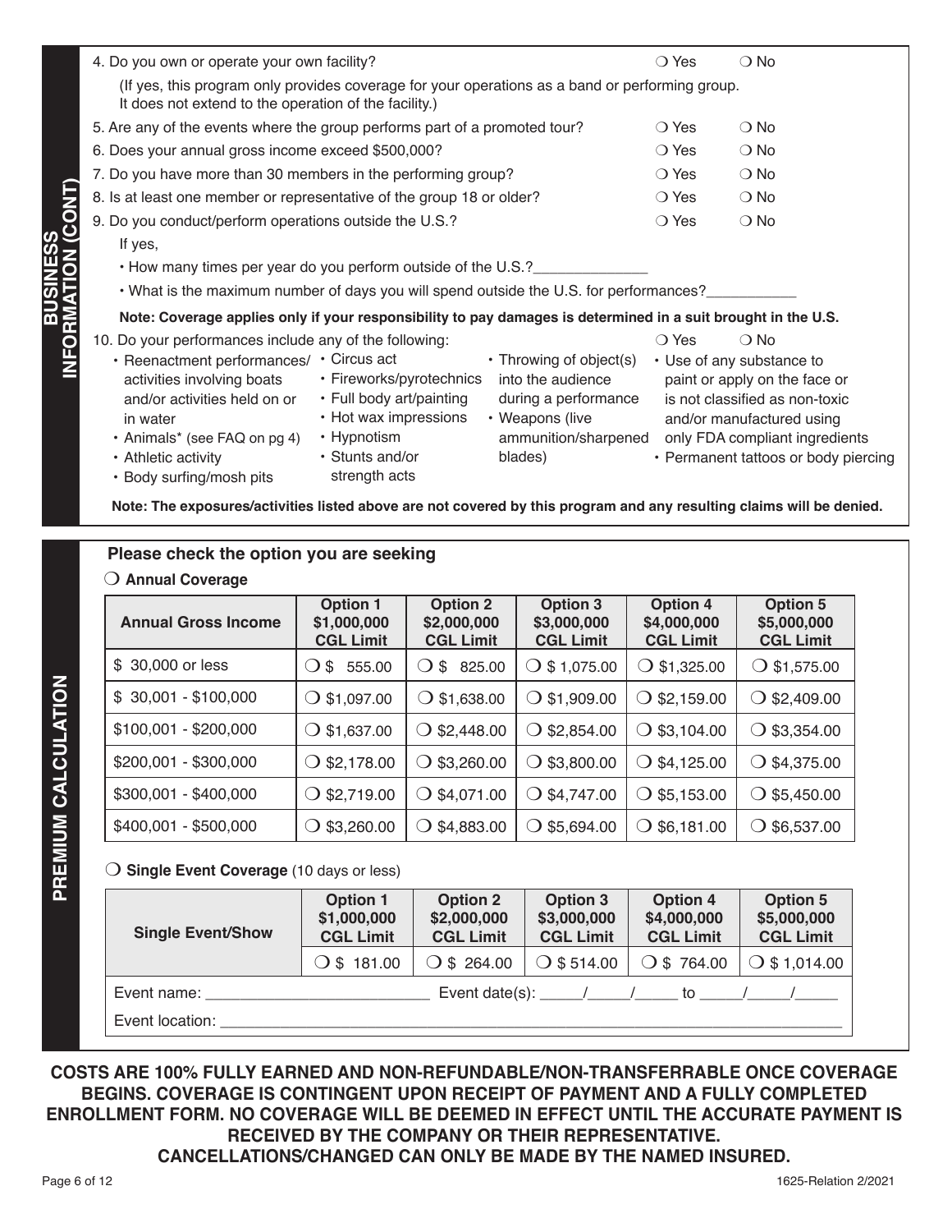## BUSINESS INFORMATION (CONT)

4. Do you own or operate your own facility? ❍ Yes ❍ No

   (If yes, this program only provides coverage for your operations as a band or performing group. It does not extend to the operation of the facility.)

5. Are any of the events where the group performs part of a promoted tour? ❍ Yes ❍ No
6. Does your annual gross income exceed $500,000? ❍ Yes ❍ No
7. Do you have more than 30 members in the performing group? ❍ Yes ❍ No
8. Is at least one member or representative of the group 18 or older? ❍ Yes ❍ No
9. Do you conduct/perform operations outside the U.S.? ❍ Yes ❍ No

   If yes,

   - How many times per year do you perform outside of the U.S.?______________
   - What is the maximum number of days you will spend outside the U.S. for performances?___________

   **Note: Coverage applies only if your responsibility to pay damages is determined in a suit brought in the U.S.**

10. Do your performances include any of the following: ❍ Yes ❍ No
    - Reenactment performances/ activities involving boats and/or activities held on or in water
    - Animals* (see FAQ on pg 4)
    - Athletic activity
    - Body surfing/mosh pits
    - Circus act
    - Fireworks/pyrotechnics
    - Full body art/painting
    - Hot wax impressions
    - Hypnotism
    - Stunts and/or strength acts
    - Throwing of object(s) into the audience during a performance
    - Weapons (live ammunition/sharpened blades)
    - Use of any substance to paint or apply on the face or is not classified as non-toxic and/or manufactured using only FDA compliant ingredients
    - Permanent tattoos or body piercing

    **Note: The exposures/activities listed above are not covered by this program and any resulting claims will be denied.**

## PREMIUM CALCULATION

### Please check the option you are seeking

❍ **Annual Coverage**

| Annual Gross Income | Option 1 $1,000,000 CGL Limit | Option 2 $2,000,000 CGL Limit | Option 3 $3,000,000 CGL Limit | Option 4 $4,000,000 CGL Limit | Option 5 $5,000,000 CGL Limit |
|---|---|---|---|---|---|
| $ 30,000 or less | ❍ $ 555.00 | ❍ $ 825.00 | ❍ $ 1,075.00 | ❍ $1,325.00 | ❍ $1,575.00 |
| $ 30,001 - $100,000 | ❍ $1,097.00 | ❍ $1,638.00 | ❍ $1,909.00 | ❍ $2,159.00 | ❍ $2,409.00 |
| $100,001 - $200,000 | ❍ $1,637.00 | ❍ $2,448.00 | ❍ $2,854.00 | ❍ $3,104.00 | ❍ $3,354.00 |
| $200,001 - $300,000 | ❍ $2,178.00 | ❍ $3,260.00 | ❍ $3,800.00 | ❍ $4,125.00 | ❍ $4,375.00 |
| $300,001 - $400,000 | ❍ $2,719.00 | ❍ $4,071.00 | ❍ $4,747.00 | ❍ $5,153.00 | ❍ $5,450.00 |
| $400,001 - $500,000 | ❍ $3,260.00 | ❍ $4,883.00 | ❍ $5,694.00 | ❍ $6,181.00 | ❍ $6,537.00 |

❍ **Single Event Coverage** (10 days or less)

| Single Event/Show | Option 1 $1,000,000 CGL Limit | Option 2 $2,000,000 CGL Limit | Option 3 $3,000,000 CGL Limit | Option 4 $4,000,000 CGL Limit | Option 5 $5,000,000 CGL Limit |
|---|---|---|---|---|---|
| | ❍ $ 181.00 | ❍ $ 264.00 | ❍ $ 514.00 | ❍ $ 764.00 | ❍ $ 1,014.00 |

Event name: __________________________ Event date(s): _____/_____/_____ to _____/_____/_____

Event location: ____________________________________________________________

**COSTS ARE 100% FULLY EARNED AND NON-REFUNDABLE/NON-TRANSFERRABLE ONCE COVERAGE BEGINS. COVERAGE IS CONTINGENT UPON RECEIPT OF PAYMENT AND A FULLY COMPLETED ENROLLMENT FORM. NO COVERAGE WILL BE DEEMED IN EFFECT UNTIL THE ACCURATE PAYMENT IS RECEIVED BY THE COMPANY OR THEIR REPRESENTATIVE.**

**CANCELLATIONS/CHANGED CAN ONLY BE MADE BY THE NAMED INSURED.**

1625-Relation 2/2021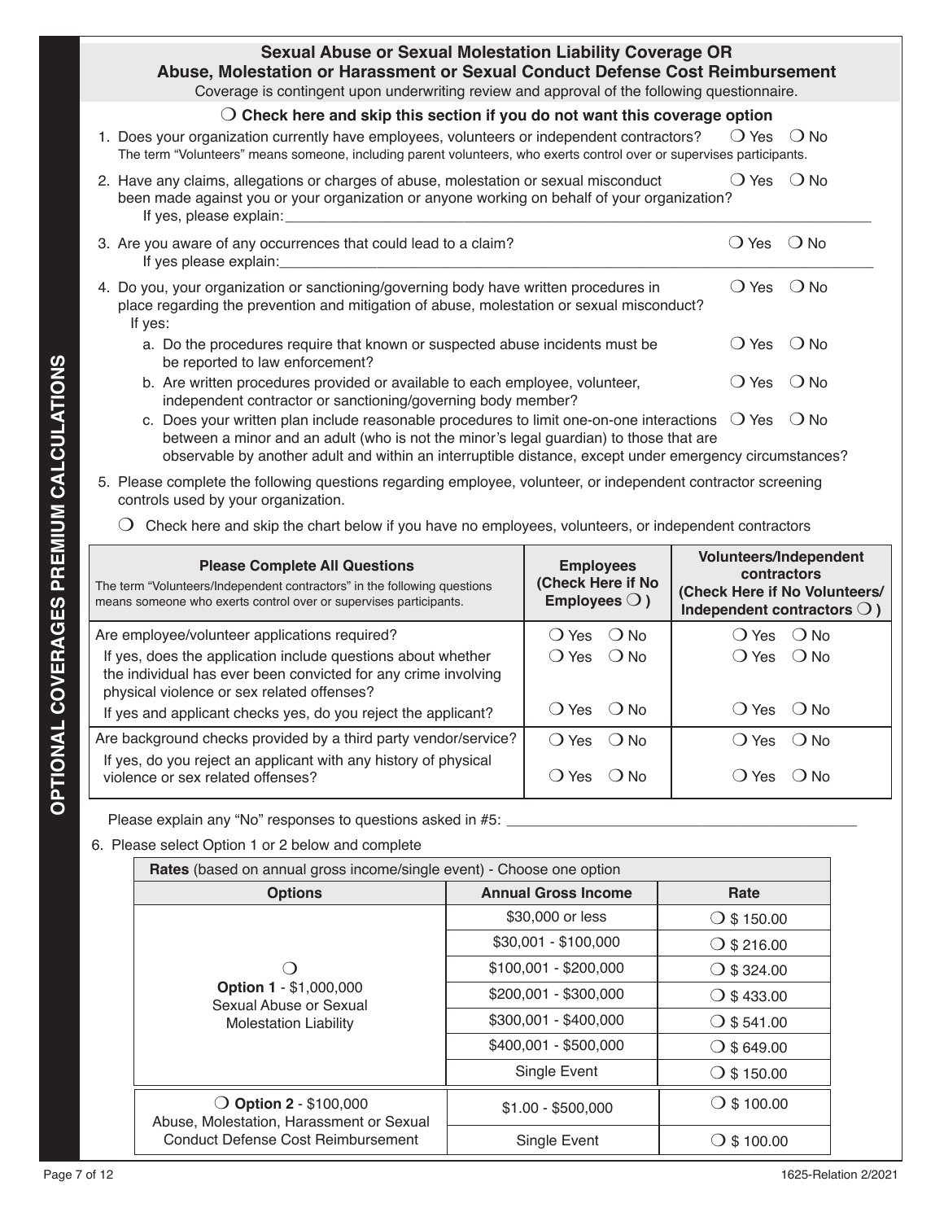## Sexual Abuse or Sexual Molestation Liability Coverage OR Abuse, Molestation or Harassment or Sexual Conduct Defense Cost Reimbursement

Coverage is contingent upon underwriting review and approval of the following questionnaire.

❍ **Check here and skip this section if you do not want this coverage option**

1. Does your organization currently have employees, volunteers or independent contractors? ❍ Yes ❍ No
   The term "Volunteers" means someone, including parent volunteers, who exerts control over or supervises participants.

2. Have any claims, allegations or charges of abuse, molestation or sexual misconduct been made against you or your organization or anyone working on behalf of your organization? ❍ Yes ❍ No
   If yes, please explain:\_\_\_\_\_\_\_\_\_\_\_\_\_\_\_\_\_\_\_\_\_\_\_\_\_\_\_\_\_\_\_\_\_\_\_\_

3. Are you aware of any occurrences that could lead to a claim? ❍ Yes ❍ No
   If yes please explain:\_\_\_\_\_\_\_\_\_\_\_\_\_\_\_\_\_\_\_\_\_\_\_\_\_\_\_\_\_\_\_\_\_\_\_\_

4. Do you, your organization or sanctioning/governing body have written procedures in place regarding the prevention and mitigation of abuse, molestation or sexual misconduct? ❍ Yes ❍ No
   If yes:
   a. Do the procedures require that known or suspected abuse incidents must be reported to law enforcement? ❍ Yes ❍ No
   b. Are written procedures provided or available to each employee, volunteer, independent contractor or sanctioning/governing body member? ❍ Yes ❍ No
   c. Does your written plan include reasonable procedures to limit one-on-one interactions between a minor and an adult (who is not the minor's legal guardian) to those that are observable by another adult and within an interruptible distance, except under emergency circumstances? ❍ Yes ❍ No

5. Please complete the following questions regarding employee, volunteer, or independent contractor screening controls used by your organization.

   ❍ Check here and skip the chart below if you have no employees, volunteers, or independent contractors

| **Please Complete All Questions**<br>The term "Volunteers/Independent contractors" in the following questions means someone who exerts control over or supervises participants. | **Employees (Check Here if No Employees ❍ )** | **Volunteers/Independent contractors (Check Here if No Volunteers/ Independent contractors ❍ )** |
|---|---|---|
| Are employee/volunteer applications required? | ❍ Yes ❍ No | ❍ Yes ❍ No |
| If yes, does the application include questions about whether the individual has ever been convicted for any crime involving physical violence or sex related offenses? | ❍ Yes ❍ No | ❍ Yes ❍ No |
| If yes and applicant checks yes, do you reject the applicant? | ❍ Yes ❍ No | ❍ Yes ❍ No |
| Are background checks provided by a third party vendor/service? | ❍ Yes ❍ No | ❍ Yes ❍ No |
| If yes, do you reject an applicant with any history of physical violence or sex related offenses? | ❍ Yes ❍ No | ❍ Yes ❍ No |

   Please explain any "No" responses to questions asked in #5: \_\_\_\_\_\_\_\_\_\_\_\_\_\_\_\_\_\_\_\_\_\_\_\_\_\_\_\_\_\_

6. Please select Option 1 or 2 below and complete

| **Rates** (based on annual gross income/single event) - Choose one option | | |
|---|---|---|
| **Options** | **Annual Gross Income** | **Rate** |
| ❍ **Option 1** - $1,000,000 Sexual Abuse or Sexual Molestation Liability | $30,000 or less | ❍ $ 150.00 |
| | $30,001 - $100,000 | ❍ $ 216.00 |
| | $100,001 - $200,000 | ❍ $ 324.00 |
| | $200,001 - $300,000 | ❍ $ 433.00 |
| | $300,001 - $400,000 | ❍ $ 541.00 |
| | $400,001 - $500,000 | ❍ $ 649.00 |
| | Single Event | ❍ $ 150.00 |
| ❍ **Option 2** - $100,000 Abuse, Molestation, Harassment or Sexual Conduct Defense Cost Reimbursement | $1.00 - $500,000 | ❍ $ 100.00 |
| | Single Event | ❍ $ 100.00 |

1625-Relation 2/2021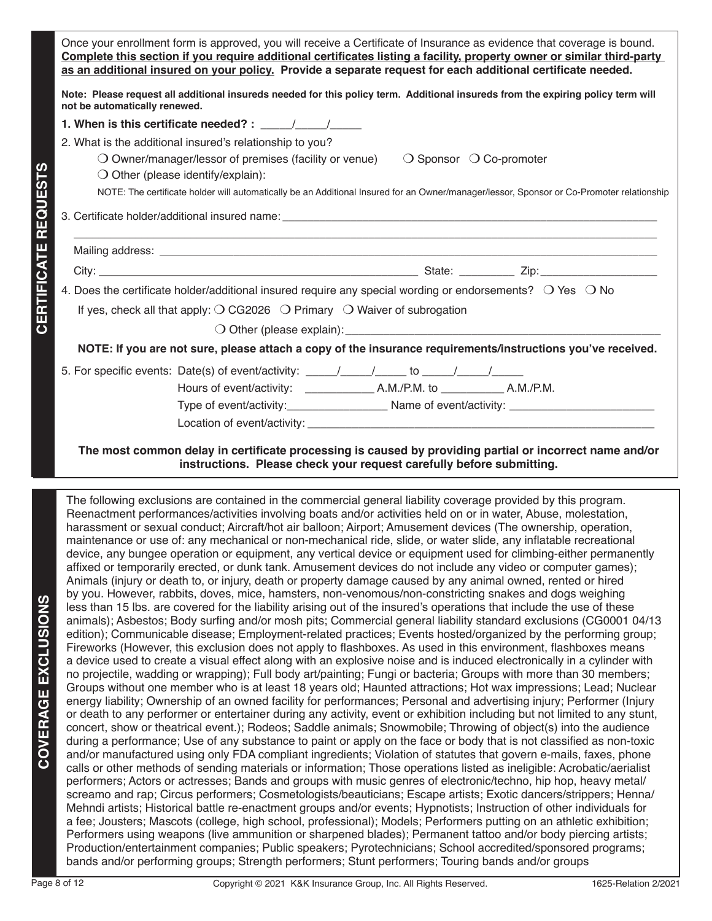## CERTIFICATE REQUESTS

Once your enrollment form is approved, you will receive a Certificate of Insurance as evidence that coverage is bound. **Complete this section if you require additional certificates listing a facility, property owner or similar third-party as an additional insured on your policy. Provide a separate request for each additional certificate needed.**

**Note: Please request all additional insureds needed for this policy term. Additional insureds from the expiring policy term will not be automatically renewed.**

**1. When is this certificate needed? :** _____/_____/_____

2. What is the additional insured's relationship to you?

❍ Owner/manager/lessor of premises (facility or venue) ❍ Sponsor ❍ Co-promoter

❍ Other (please identify/explain):

NOTE: The certificate holder will automatically be an Additional Insured for an Owner/manager/lessor, Sponsor or Co-Promoter relationship

3. Certificate holder/additional insured name: ______________________________________________

______________________________________________

Mailing address: ______________________________________________

City: ______________________________ State: _________ Zip: ___________________

4. Does the certificate holder/additional insured require any special wording or endorsements? ❍ Yes ❍ No

If yes, check all that apply: ❍ CG2026 ❍ Primary ❍ Waiver of subrogation

❍ Other (please explain): ______________________________________________

**NOTE: If you are not sure, please attach a copy of the insurance requirements/instructions you've received.**

5. For specific events: Date(s) of event/activity: _____/_____/_____ to _____/_____/_____

Hours of event/activity: ___________ A.M./P.M. to __________ A.M./P.M.

Type of event/activity: ________________ Name of event/activity: ______________________

Location of event/activity: ______________________________________________

**The most common delay in certificate processing is caused by providing partial or incorrect name and/or instructions. Please check your request carefully before submitting.**

## COVERAGE EXCLUSIONS

The following exclusions are contained in the commercial general liability coverage provided by this program. Reenactment performances/activities involving boats and/or activities held on or in water, Abuse, molestation, harassment or sexual conduct; Aircraft/hot air balloon; Airport; Amusement devices (The ownership, operation, maintenance or use of: any mechanical or non-mechanical ride, slide, or water slide, any inflatable recreational device, any bungee operation or equipment, any vertical device or equipment used for climbing-either permanently affixed or temporarily erected, or dunk tank. Amusement devices do not include any video or computer games); Animals (injury or death to, or injury, death or property damage caused by any animal owned, rented or hired by you. However, rabbits, doves, mice, hamsters, non-venomous/non-constricting snakes and dogs weighing less than 15 lbs. are covered for the liability arising out of the insured's operations that include the use of these animals); Asbestos; Body surfing and/or mosh pits; Commercial general liability standard exclusions (CG0001 04/13 edition); Communicable disease; Employment-related practices; Events hosted/organized by the performing group; Fireworks (However, this exclusion does not apply to flashboxes. As used in this environment, flashboxes means a device used to create a visual effect along with an explosive noise and is induced electronically in a cylinder with no projectile, wadding or wrapping); Full body art/painting; Fungi or bacteria; Groups with more than 30 members; Groups without one member who is at least 18 years old; Haunted attractions; Hot wax impressions; Lead; Nuclear energy liability; Ownership of an owned facility for performances; Personal and advertising injury; Performer (Injury or death to any performer or entertainer during any activity, event or exhibition including but not limited to any stunt, concert, show or theatrical event.); Rodeos; Saddle animals; Snowmobile; Throwing of object(s) into the audience during a performance; Use of any substance to paint or apply on the face or body that is not classified as non-toxic and/or manufactured using only FDA compliant ingredients; Violation of statutes that govern e-mails, faxes, phone calls or other methods of sending materials or information; Those operations listed as ineligible: Acrobatic/aerialist performers; Actors or actresses; Bands and groups with music genres of electronic/techno, hip hop, heavy metal/ screamo and rap; Circus performers; Cosmetologists/beauticians; Escape artists; Exotic dancers/strippers; Henna/ Mehndi artists; Historical battle re-enactment groups and/or events; Hypnotists; Instruction of other individuals for a fee; Jousters; Mascots (college, high school, professional); Models; Performers putting on an athletic exhibition; Performers using weapons (live ammunition or sharpened blades); Permanent tattoo and/or body piercing artists; Production/entertainment companies; Public speakers; Pyrotechnicians; School accredited/sponsored programs; bands and/or performing groups; Strength performers; Stunt performers; Touring bands and/or groups

Copyright © 2021 K&K Insurance Group, Inc. All Rights Reserved. 1625-Relation 2/2021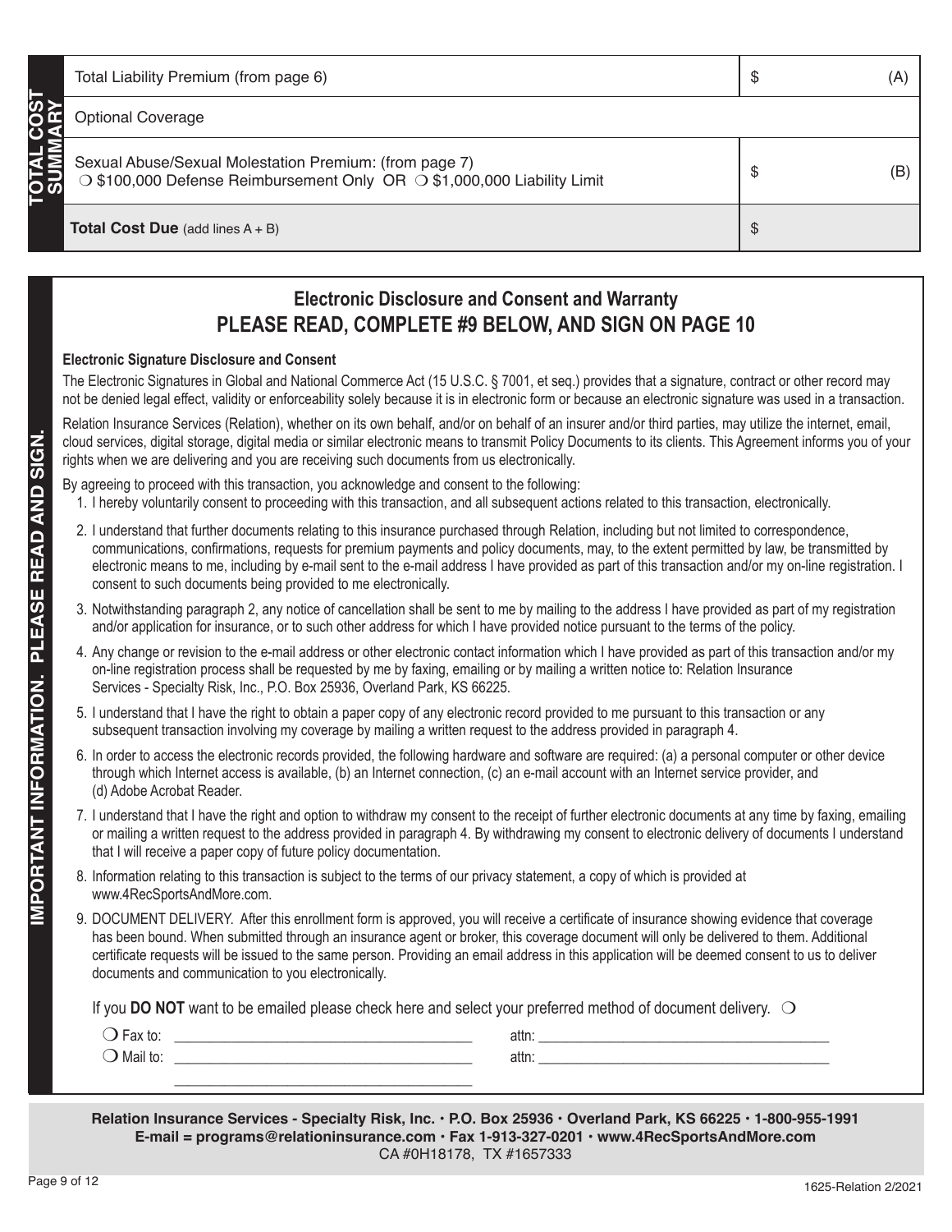**TOTAL COST SUMMARY**

| | | |
|---|---|---|
| Total Liability Premium (from page 6) | $ | (A) |
| Optional Coverage | | |
| Sexual Abuse/Sexual Molestation Premium: (from page 7)<br>❍ $100,000 Defense Reimbursement Only OR ❍ $1,000,000 Liability Limit | $ | (B) |
| **Total Cost Due** (add lines A + B) | $ | |

**IMPORTANT INFORMATION. PLEASE READ AND SIGN.**

## Electronic Disclosure and Consent and Warranty
## PLEASE READ, COMPLETE #9 BELOW, AND SIGN ON PAGE 10

**Electronic Signature Disclosure and Consent**

The Electronic Signatures in Global and National Commerce Act (15 U.S.C. § 7001, et seq.) provides that a signature, contract or other record may not be denied legal effect, validity or enforceability solely because it is in electronic form or because an electronic signature was used in a transaction.

Relation Insurance Services (Relation), whether on its own behalf, and/or on behalf of an insurer and/or third parties, may utilize the internet, email, cloud services, digital storage, digital media or similar electronic means to transmit Policy Documents to its clients. This Agreement informs you of your rights when we are delivering and you are receiving such documents from us electronically.

By agreeing to proceed with this transaction, you acknowledge and consent to the following:

1. I hereby voluntarily consent to proceeding with this transaction, and all subsequent actions related to this transaction, electronically.
2. I understand that further documents relating to this insurance purchased through Relation, including but not limited to correspondence, communications, confirmations, requests for premium payments and policy documents, may, to the extent permitted by law, be transmitted by electronic means to me, including by e-mail sent to the e-mail address I have provided as part of this transaction and/or my on-line registration. I consent to such documents being provided to me electronically.
3. Notwithstanding paragraph 2, any notice of cancellation shall be sent to me by mailing to the address I have provided as part of my registration and/or application for insurance, or to such other address for which I have provided notice pursuant to the terms of the policy.
4. Any change or revision to the e-mail address or other electronic contact information which I have provided as part of this transaction and/or my on-line registration process shall be requested by me by faxing, emailing or by mailing a written notice to: Relation Insurance Services - Specialty Risk, Inc., P.O. Box 25936, Overland Park, KS 66225.
5. I understand that I have the right to obtain a paper copy of any electronic record provided to me pursuant to this transaction or any subsequent transaction involving my coverage by mailing a written request to the address provided in paragraph 4.
6. In order to access the electronic records provided, the following hardware and software are required: (a) a personal computer or other device through which Internet access is available, (b) an Internet connection, (c) an e-mail account with an Internet service provider, and (d) Adobe Acrobat Reader.
7. I understand that I have the right and option to withdraw my consent to the receipt of further electronic documents at any time by faxing, emailing or mailing a written request to the address provided in paragraph 4. By withdrawing my consent to electronic delivery of documents I understand that I will receive a paper copy of future policy documentation.
8. Information relating to this transaction is subject to the terms of our privacy statement, a copy of which is provided at www.4RecSportsAndMore.com.
9. DOCUMENT DELIVERY. After this enrollment form is approved, you will receive a certificate of insurance showing evidence that coverage has been bound. When submitted through an insurance agent or broker, this coverage document will only be delivered to them. Additional certificate requests will be issued to the same person. Providing an email address in this application will be deemed consent to us to deliver documents and communication to you electronically.

If you **DO NOT** want to be emailed please check here and select your preferred method of document delivery. ❍

❍ Fax to: ______________________________ attn: ______________________________

❍ Mail to: ______________________________ attn: ______________________________

______________________________

**Relation Insurance Services - Specialty Risk, Inc. • P.O. Box 25936 • Overland Park, KS 66225 • 1-800-955-1991**
**E-mail = programs@relationinsurance.com • Fax 1-913-327-0201 • www.4RecSportsAndMore.com**
CA #0H18178, TX #1657333

1625-Relation 2/2021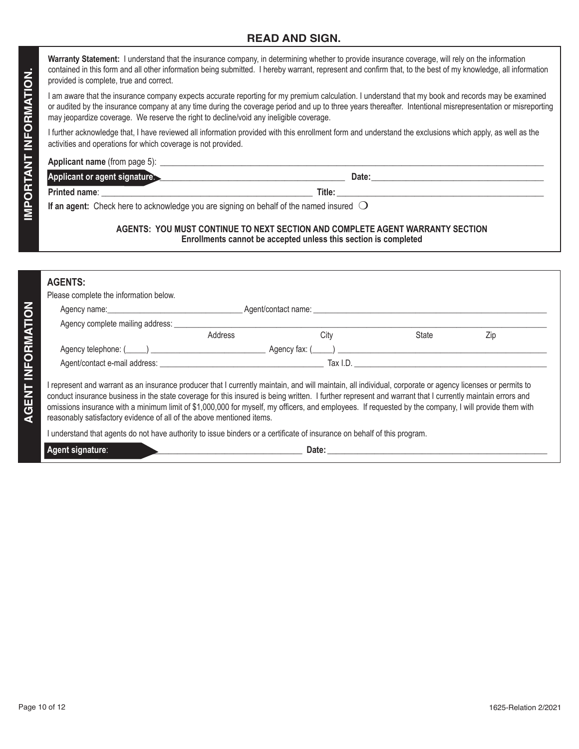## READ AND SIGN.

**IMPORTANT INFORMATION.**

**Warranty Statement:** I understand that the insurance company, in determining whether to provide insurance coverage, will rely on the information contained in this form and all other information being submitted. I hereby warrant, represent and confirm that, to the best of my knowledge, all information provided is complete, true and correct.

I am aware that the insurance company expects accurate reporting for my premium calculation. I understand that my book and records may be examined or audited by the insurance company at any time during the coverage period and up to three years thereafter. Intentional misrepresentation or misreporting may jeopardize coverage. We reserve the right to decline/void any ineligible coverage.

I further acknowledge that, I have reviewed all information provided with this enrollment form and understand the exclusions which apply, as well as the activities and operations for which coverage is not provided.

**Applicant name** (from page 5): ______________________________________________

**Applicant or agent signature:** ______________________________ **Date:** ______________________

**Printed name**: ______________________________ **Title:** ______________________

**If an agent:** Check here to acknowledge you are signing on behalf of the named insured ❍

**AGENTS: YOU MUST CONTINUE TO NEXT SECTION AND COMPLETE AGENT WARRANTY SECTION**
**Enrollments cannot be accepted unless this section is completed**

**AGENT INFORMATION**

**AGENTS:**

Please complete the information below.

Agency name: ______________________ Agent/contact name: ______________________________

Agency complete mailing address: ______________________________________________
Address City State Zip

Agency telephone: (_____) ______________________ Agency fax: (_____) ______________________

Agent/contact e-mail address: ______________________________ Tax I.D. ______________________

I represent and warrant as an insurance producer that I currently maintain, and will maintain, all individual, corporate or agency licenses or permits to conduct insurance business in the state coverage for this insured is being written. I further represent and warrant that I currently maintain errors and omissions insurance with a minimum limit of $1,000,000 for myself, my officers, and employees. If requested by the company, I will provide them with reasonably satisfactory evidence of all of the above mentioned items.

I understand that agents do not have authority to issue binders or a certificate of insurance on behalf of this program.

**Agent signature**: ______________________________ **Date:** ______________________________

1625-Relation 2/2021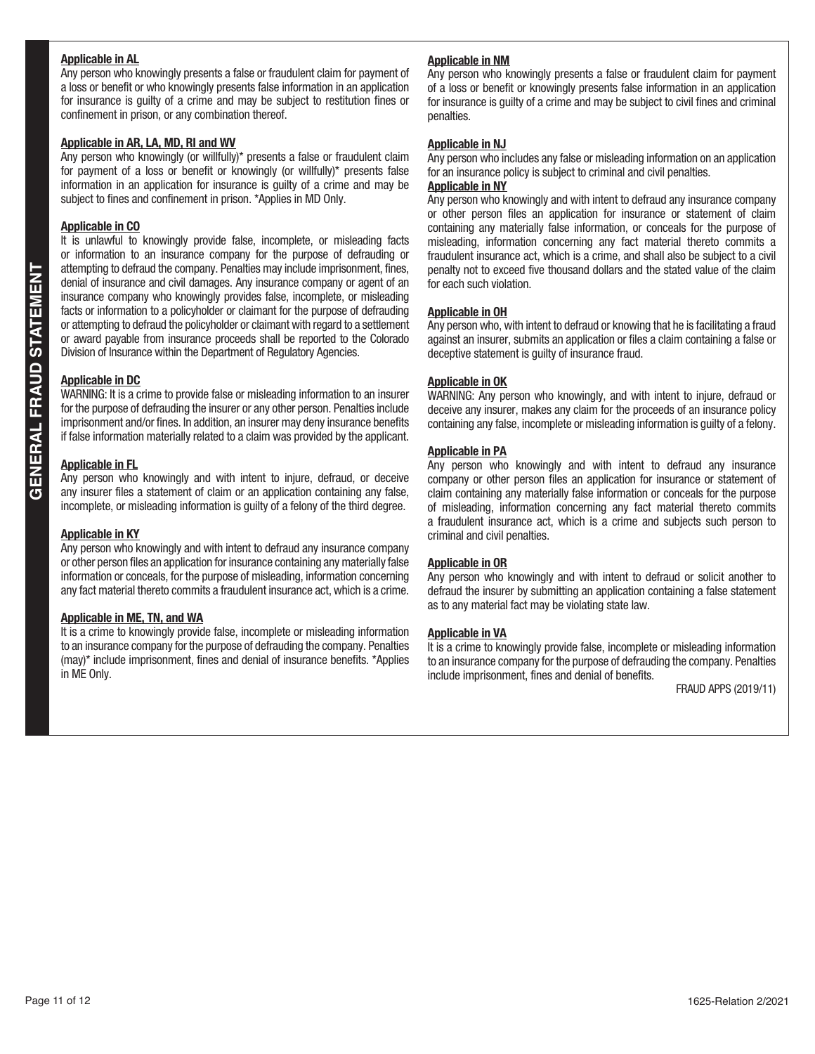# GENERAL FRAUD STATEMENT

**Applicable in AL**

Any person who knowingly presents a false or fraudulent claim for payment of a loss or benefit or who knowingly presents false information in an application for insurance is guilty of a crime and may be subject to restitution fines or confinement in prison, or any combination thereof.

**Applicable in AR, LA, MD, RI and WV**

Any person who knowingly (or willfully)* presents a false or fraudulent claim for payment of a loss or benefit or knowingly (or willfully)* presents false information in an application for insurance is guilty of a crime and may be subject to fines and confinement in prison. *Applies in MD Only.

**Applicable in CO**

It is unlawful to knowingly provide false, incomplete, or misleading facts or information to an insurance company for the purpose of defrauding or attempting to defraud the company. Penalties may include imprisonment, fines, denial of insurance and civil damages. Any insurance company or agent of an insurance company who knowingly provides false, incomplete, or misleading facts or information to a policyholder or claimant for the purpose of defrauding or attempting to defraud the policyholder or claimant with regard to a settlement or award payable from insurance proceeds shall be reported to the Colorado Division of Insurance within the Department of Regulatory Agencies.

**Applicable in DC**

WARNING: It is a crime to provide false or misleading information to an insurer for the purpose of defrauding the insurer or any other person. Penalties include imprisonment and/or fines. In addition, an insurer may deny insurance benefits if false information materially related to a claim was provided by the applicant.

**Applicable in FL**

Any person who knowingly and with intent to injure, defraud, or deceive any insurer files a statement of claim or an application containing any false, incomplete, or misleading information is guilty of a felony of the third degree.

**Applicable in KY**

Any person who knowingly and with intent to defraud any insurance company or other person files an application for insurance containing any materially false information or conceals, for the purpose of misleading, information concerning any fact material thereto commits a fraudulent insurance act, which is a crime.

**Applicable in ME, TN, and WA**

It is a crime to knowingly provide false, incomplete or misleading information to an insurance company for the purpose of defrauding the company. Penalties (may)* include imprisonment, fines and denial of insurance benefits. *Applies in ME Only.

**Applicable in NM**

Any person who knowingly presents a false or fraudulent claim for payment of a loss or benefit or knowingly presents false information in an application for insurance is guilty of a crime and may be subject to civil fines and criminal penalties.

**Applicable in NJ**

Any person who includes any false or misleading information on an application for an insurance policy is subject to criminal and civil penalties.

**Applicable in NY**

Any person who knowingly and with intent to defraud any insurance company or other person files an application for insurance or statement of claim containing any materially false information, or conceals for the purpose of misleading, information concerning any fact material thereto commits a fraudulent insurance act, which is a crime, and shall also be subject to a civil penalty not to exceed five thousand dollars and the stated value of the claim for each such violation.

**Applicable in OH**

Any person who, with intent to defraud or knowing that he is facilitating a fraud against an insurer, submits an application or files a claim containing a false or deceptive statement is guilty of insurance fraud.

**Applicable in OK**

WARNING: Any person who knowingly, and with intent to injure, defraud or deceive any insurer, makes any claim for the proceeds of an insurance policy containing any false, incomplete or misleading information is guilty of a felony.

**Applicable in PA**

Any person who knowingly and with intent to defraud any insurance company or other person files an application for insurance or statement of claim containing any materially false information or conceals for the purpose of misleading, information concerning any fact material thereto commits a fraudulent insurance act, which is a crime and subjects such person to criminal and civil penalties.

**Applicable in OR**

Any person who knowingly and with intent to defraud or solicit another to defraud the insurer by submitting an application containing a false statement as to any material fact may be violating state law.

**Applicable in VA**

It is a crime to knowingly provide false, incomplete or misleading information to an insurance company for the purpose of defrauding the company. Penalties include imprisonment, fines and denial of benefits.

FRAUD APPS (2019/11)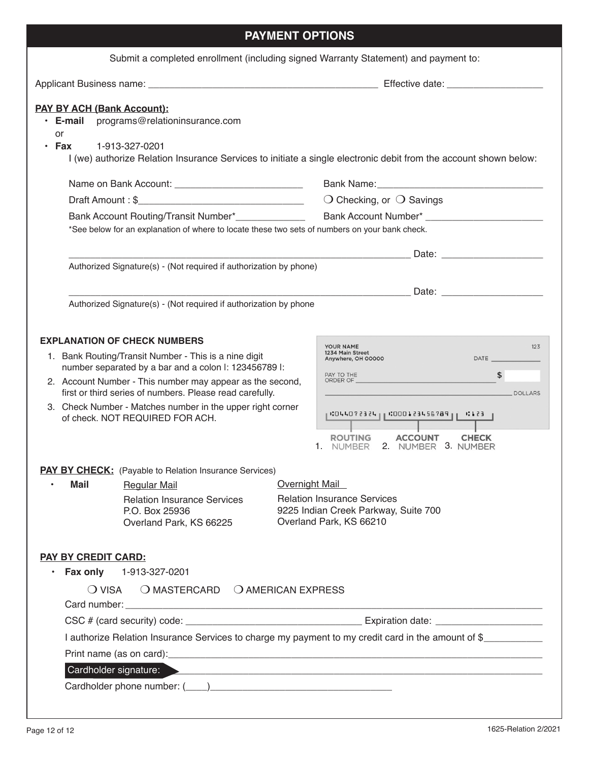# PAYMENT OPTIONS

Submit a completed enrollment (including signed Warranty Statement) and payment to:

Applicant Business name: ___________________________________________ Effective date: _________________

**PAY BY ACH (Bank Account):**

- **E-mail** programs@relationinsurance.com
  or
- **Fax** 1-913-327-0201

I (we) authorize Relation Insurance Services to initiate a single electronic debit from the account shown below:

Name on Bank Account: ________________________ Bank Name:_______________________________

Draft Amount : $_______________________________ ❍ Checking, or ❍ Savings

Bank Account Routing/Transit Number*_____________ Bank Account Number* ______________________

*See below for an explanation of where to locate these two sets of numbers on your bank check.

_________________________________________________________________ Date: __________________

Authorized Signature(s) - (Not required if authorization by phone)

_________________________________________________________________ Date: __________________

Authorized Signature(s) - (Not required if authorization by phone

**EXPLANATION OF CHECK NUMBERS**

1. Bank Routing/Transit Number - This is a nine digit number separated by a bar and a colon |: 123456789 |:
2. Account Number - This number may appear as the second, first or third series of numbers. Please read carefully.
3. Check Number - Matches number in the upper right corner of check. NOT REQUIRED FOR ACH.

YOUR NAME
1234 Main Street
Anywhere, OH 00000
123
DATE
PAY TO THE ORDER OF
$
DOLLARS
1. ROUTING NUMBER 2. ACCOUNT NUMBER 3. CHECK NUMBER

**PAY BY CHECK:** (Payable to Relation Insurance Services)

- **Mail**

Regular Mail
Relation Insurance Services
P.O. Box 25936
Overland Park, KS 66225

Overnight Mail
Relation Insurance Services
9225 Indian Creek Parkway, Suite 700
Overland Park, KS 66210

**PAY BY CREDIT CARD:**

- **Fax only** 1-913-327-0201

❍ VISA ❍ MASTERCARD ❍ AMERICAN EXPRESS

Card number: ______________________________________________________________________________

CSC # (card security) code: _________________________________ Expiration date: ____________________

I authorize Relation Insurance Services to charge my payment to my credit card in the amount of $___________

Print name (as on card):_____________________________________________________________________

Cardholder signature: _______________________________________________________________________

Cardholder phone number: (____)__________________________________